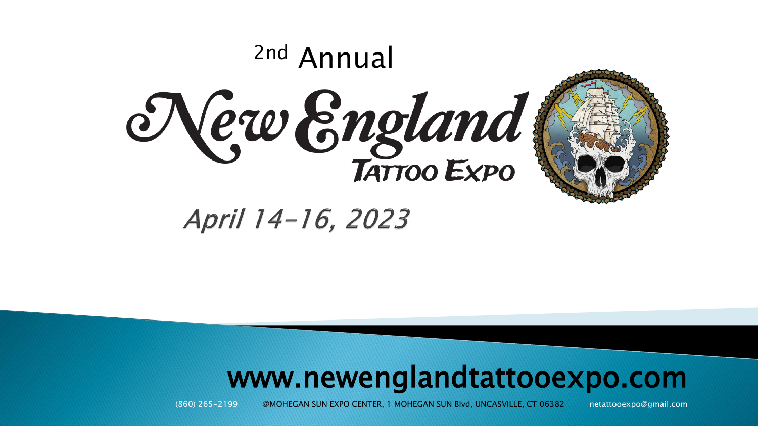# 2nd Annual New England Tattoo Expo

## April 14-16, 2023

## www.newenglandtattooexpo.com

(860) 265-2199 @MOHEGAN SUN EXPO CENTER, 1 MOHEGAN SUN Blvd, UNCASVILLE, CT 06382 netattooexpo@gmail.com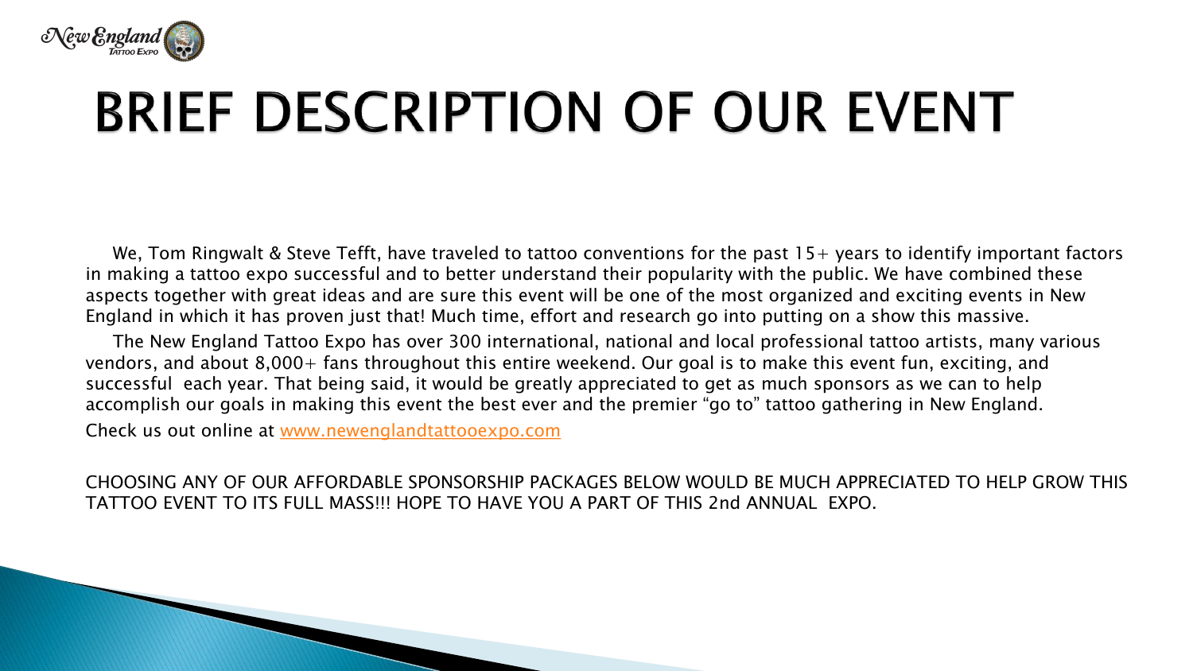# BRIEF DESCRIPTION OF OUR EVENT

We, Tom Ringwalt & Steve Tefft, have traveled to tattoo conventions for the past 15+ years to identify important factors in making a tattoo expo successful and to better understand their popularity with the public. We have combined these aspects together with great ideas and are sure this event will be one of the most organized and exciting events in New England in which it has proven just that! Much time, effort and research go into putting on a show this massive.

The New England Tattoo Expo has over 300 international, national and local professional tattoo artists, many various vendors, and about 8,000+ fans throughout this entire weekend. Our goal is to make this event fun, exciting, and successful each year. That being said, it would be greatly appreciated to get as much sponsors as we can to help accomplish our goals in making this event the best ever and the premier "go to" tattoo gathering in New England.

Check us out online at [www.newenglandtattooexpo.com](http://www.newenglandtattooexpo.com)

CHOOSING ANY OF OUR AFFORDABLE SPONSORSHIP PACKAGES BELOW WOULD BE MUCH APPRECIATED TO HELP GROW THIS TATTOO EVENT TO ITS FULL MASS!!! HOPE TO HAVE YOU A PART OF THIS 2nd ANNUAL EXPO.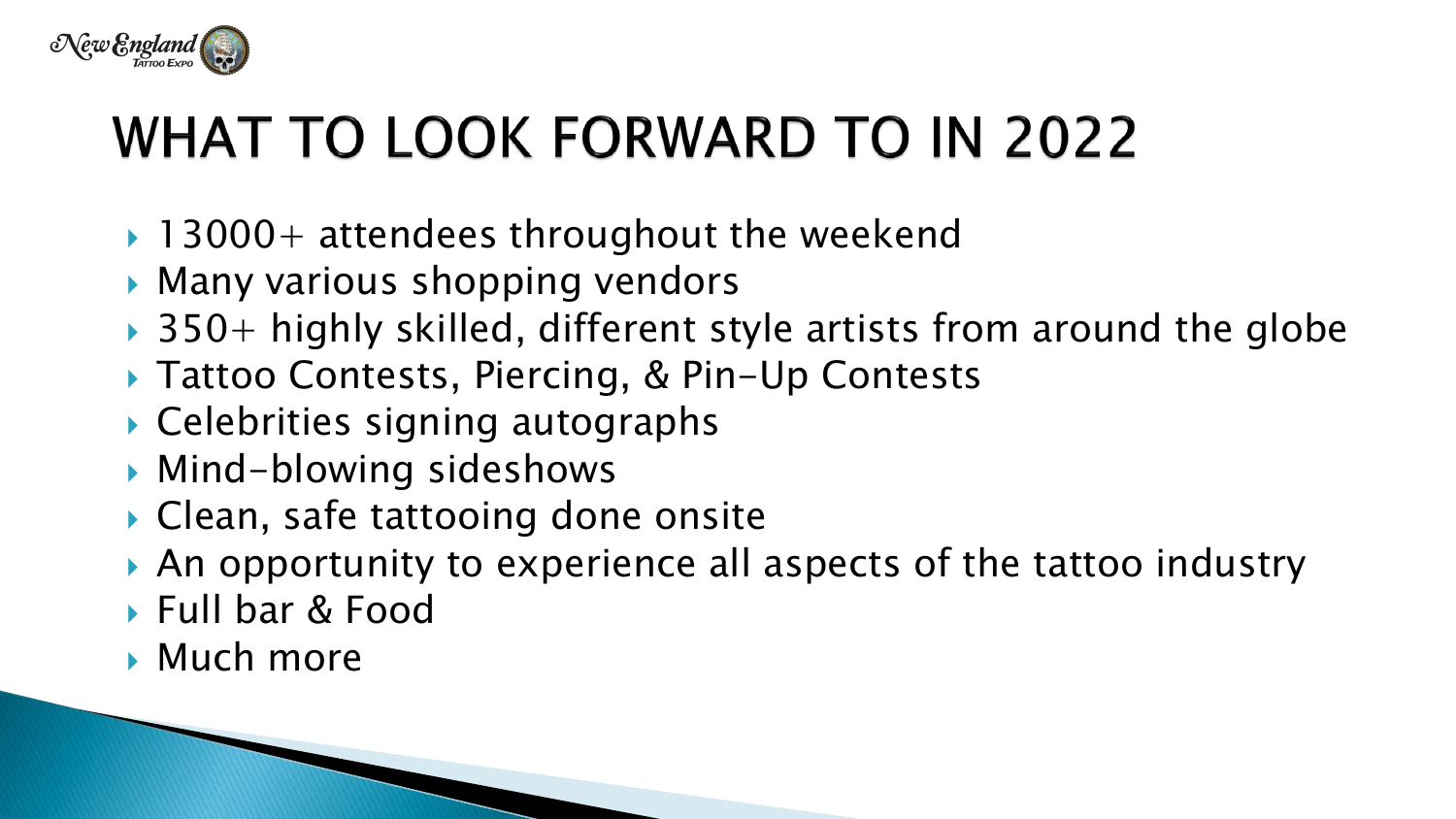# WHAT TO LOOK FORWARD TO IN 2022

- 13000+ attendees throughout the weekend
- Many various shopping vendors
- 350+ highly skilled, different style artists from around the globe
- Tattoo Contests, Piercing, & Pin-Up Contests
- Celebrities signing autographs
- Mind-blowing sideshows
- Clean, safe tattooing done onsite
- An opportunity to experience all aspects of the tattoo industry
- Full bar & Food
- Much more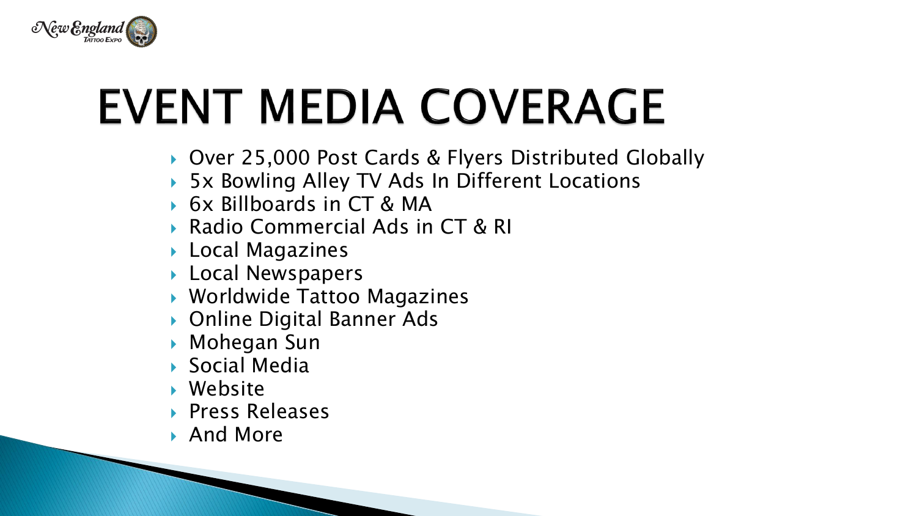# EVENT MEDIA COVERAGE

- Over 25,000 Post Cards & Flyers Distributed Globally
- 5x Bowling Alley TV Ads In Different Locations
- 6x Billboards in CT & MA
- Radio Commercial Ads in CT & RI
- Local Magazines
- Local Newspapers
- Worldwide Tattoo Magazines
- Online Digital Banner Ads
- Mohegan Sun
- Social Media
- Website
- Press Releases
- And More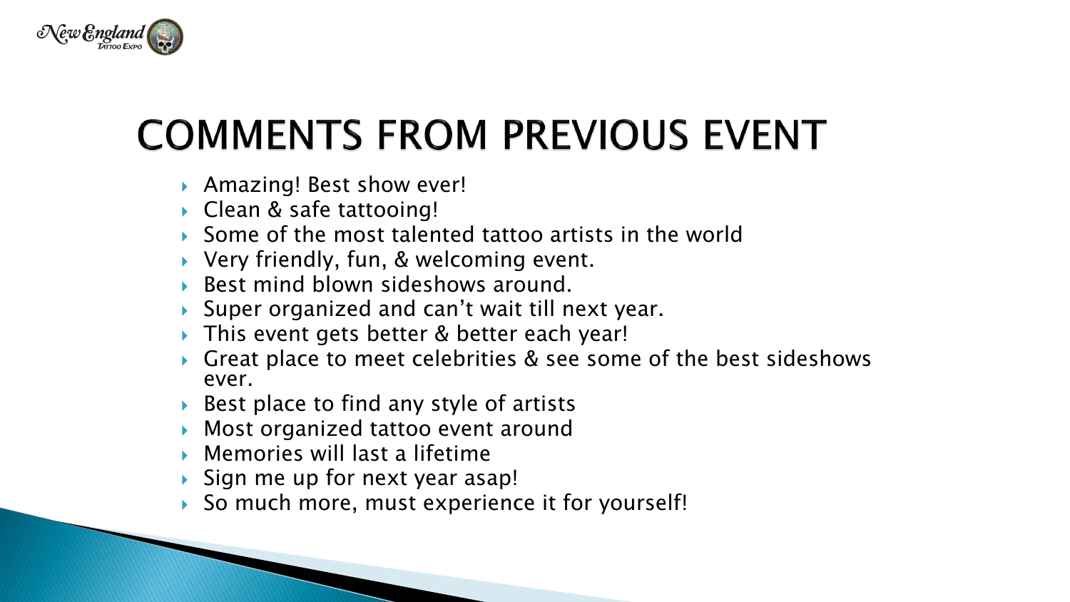# COMMENTS FROM PREVIOUS EVENT

- Amazing! Best show ever!
- Clean & safe tattooing!
- Some of the most talented tattoo artists in the world
- Very friendly, fun, & welcoming event.
- Best mind blown sideshows around.
- Super organized and can't wait till next year.
- This event gets better & better each year!
- Great place to meet celebrities & see some of the best sideshows ever.
- Best place to find any style of artists
- Most organized tattoo event around
- Memories will last a lifetime
- Sign me up for next year asap!
- So much more, must experience it for yourself!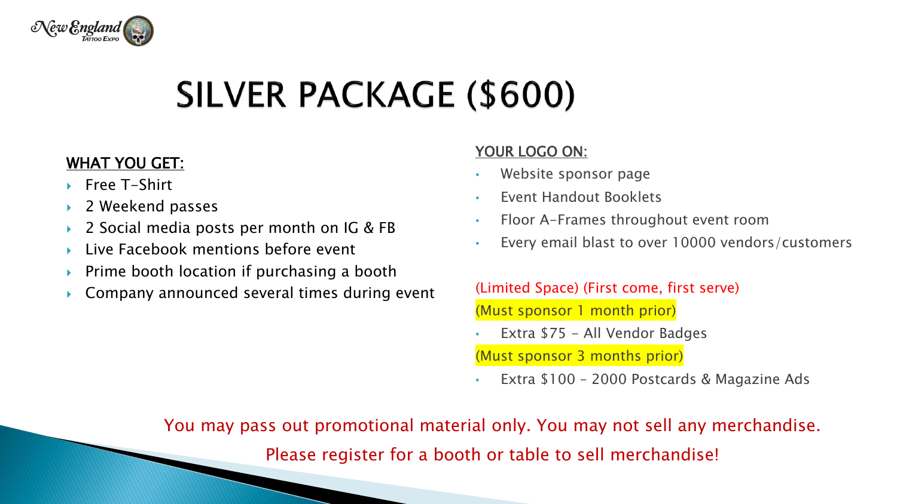# SILVER PACKAGE ($600)

**WHAT YOU GET:**

- Free T-Shirt
- 2 Weekend passes
- 2 Social media posts per month on IG & FB
- Live Facebook mentions before event
- Prime booth location if purchasing a booth
- Company announced several times during event

**YOUR LOGO ON:**

- Website sponsor page
- Event Handout Booklets
- Floor A-Frames throughout event room
- Every email blast to over 10000 vendors/customers

(Limited Space) (First come, first serve)

(Must sponsor 1 month prior)

- Extra $75 – All Vendor Badges

(Must sponsor 3 months prior)

- Extra $100 – 2000 Postcards & Magazine Ads

You may pass out promotional material only. You may not sell any merchandise.

Please register for a booth or table to sell merchandise!